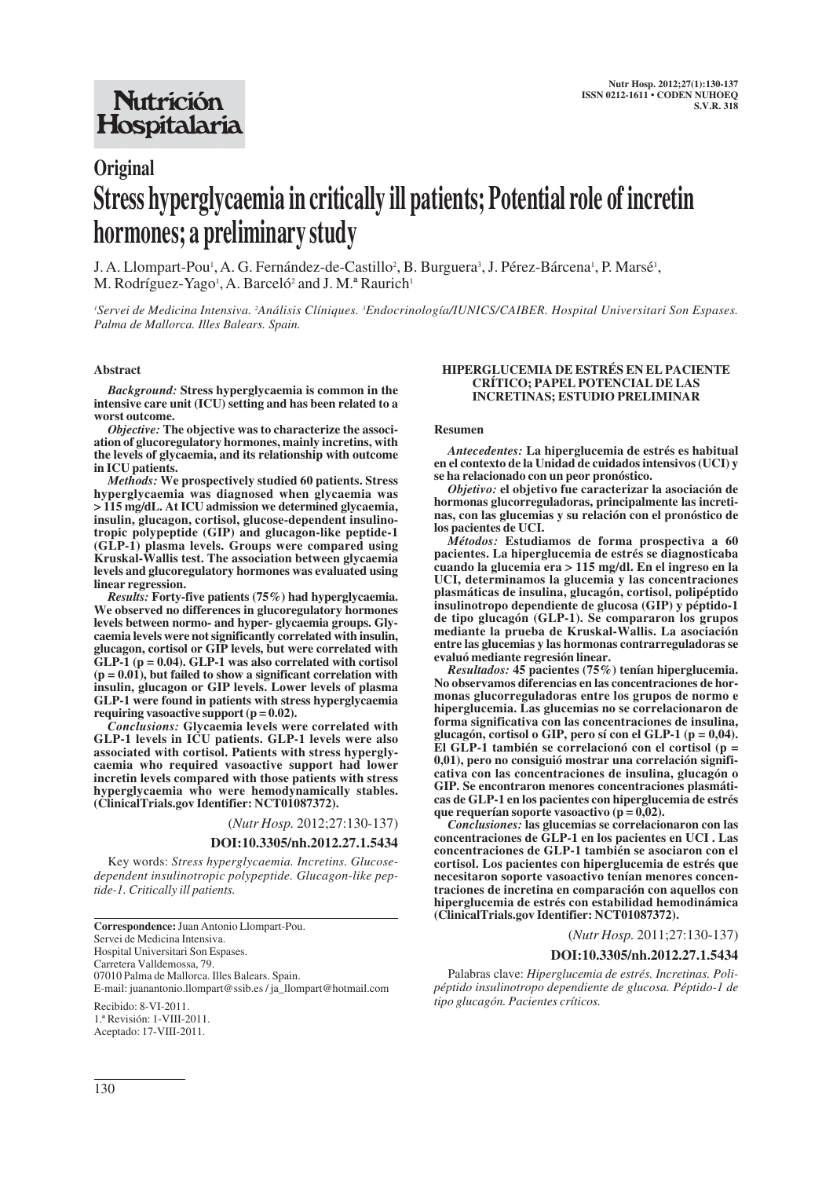## Original

# Stress hyperglycaemia in critically ill patients; Potential role of incretin hormones; a preliminary study

J. A. Llompart-Pou[1], A. G. Fernández-de-Castillo[2], B. Burguera[3], J. Pérez-Bárcena[1], P. Marsé[1], M. Rodríguez-Yago[1], A. Barceló[2] and J. M.ª Raurich[1]

*[1]Servei de Medicina Intensiva. [2]Análisis Clíniques. [3]Endocrinología/IUNICS/CAIBER. Hospital Universitari Son Espases. Palma de Mallorca. Illes Balears. Spain.*

### Abstract

*Background:* **Stress hyperglycaemia is common in the intensive care unit (ICU) setting and has been related to a worst outcome.**

*Objective:* **The objective was to characterize the association of glucoregulatory hormones, mainly incretins, with the levels of glycaemia, and its relationship with outcome in ICU patients.**

*Methods:* **We prospectively studied 60 patients. Stress hyperglycaemia was diagnosed when glycaemia was > 115 mg/dL. At ICU admission we determined glycaemia, insulin, glucagon, cortisol, glucose-dependent insulinotropic polypeptide (GIP) and glucagon-like peptide-1 (GLP-1) plasma levels. Groups were compared using Kruskal-Wallis test. The association between glycaemia levels and glucoregulatory hormones was evaluated using linear regression.**

*Results:* **Forty-five patients (75%) had hyperglycaemia. We observed no differences in glucoregulatory hormones levels between normo- and hyper- glycaemia groups. Glycaemia levels were not significantly correlated with insulin, glucagon, cortisol or GIP levels, but were correlated with GLP-1 ($p = 0.04$). GLP-1 was also correlated with cortisol ($p = 0.01$), but failed to show a significant correlation with insulin, glucagon or GIP levels. Lower levels of plasma GLP-1 were found in patients with stress hyperglycaemia requiring vasoactive support ($p = 0.02$).**

*Conclusions:* **Glycaemia levels were correlated with GLP-1 levels in ICU patients. GLP-1 levels were also associated with cortisol. Patients with stress hyperglycaemia who required vasoactive support had lower incretin levels compared with those patients with stress hyperglycaemia who were hemodynamically stables. (ClinicalTrials.gov Identifier: NCT01087372).**

(*Nutr Hosp.* 2012;27:130-137)

**DOI:10.3305/nh.2012.27.1.5434**

Key words: *Stress hyperglycaemia. Incretins. Glucose-dependent insulinotropic polypeptide. Glucagon-like peptide-1. Critically ill patients.*

**Correspondence:** Juan Antonio Llompart-Pou.
Servei de Medicina Intensiva.
Hospital Universitari Son Espases.
Carretera Valldemossa, 79.
07010 Palma de Mallorca. Illes Balears. Spain.
E-mail: juanantonio.llompart@ssib.es / ja_llompart@hotmail.com

Recibido: 8-VI-2011.
1.ª Revisión: 1-VIII-2011.
Aceptado: 17-VIII-2011.

### HIPERGLUCEMIA DE ESTRÉS EN EL PACIENTE CRÍTICO; PAPEL POTENCIAL DE LAS INCRETINAS; ESTUDIO PRELIMINAR

### Resumen

*Antecedentes:* **La hiperglucemia de estrés es habitual en el contexto de la Unidad de cuidados intensivos (UCI) y se ha relacionado con un peor pronóstico.**

*Objetivo:* **el objetivo fue caracterizar la asociación de hormonas glucorreguladoras, principalmente las incretinas, con las glucemias y su relación con el pronóstico de los pacientes de UCI.**

*Métodos:* **Estudiamos de forma prospectiva a 60 pacientes. La hiperglucemia de estrés se diagnosticaba cuando la glucemia era > 115 mg/dl. En el ingreso en la UCI, determinamos la glucemia y las concentraciones plasmáticas de insulina, glucagón, cortisol, polipéptido insulinotropo dependiente de glucosa (GIP) y péptido-1 de tipo glucagón (GLP-1). Se compararon los grupos mediante la prueba de Kruskal-Wallis. La asociación entre las glucemias y las hormonas contrarreguladoras se evaluó mediante regresión linear.**

*Resultados:* **45 pacientes (75%) tenían hiperglucemia. No observamos diferencias en las concentraciones de hormonas glucorreguladoras entre los grupos de normo e hiperglucemia. Las glucemias no se correlacionaron de forma significativa con las concentraciones de insulina, glucagón, cortisol o GIP, pero sí con el GLP-1 ($p = 0,04$). El GLP-1 también se correlacionó con el cortisol ($p = 0,01$), pero no consiguió mostrar una correlación significativa con las concentraciones de insulina, glucagón o GIP. Se encontraron menores concentraciones plasmáticas de GLP-1 en los pacientes con hiperglucemia de estrés que requerían soporte vasoactivo ($p = 0,02$).**

*Conclusiones:* **las glucemias se correlacionaron con las concentraciones de GLP-1 en los pacientes en UCI . Las concentraciones de GLP-1 también se asociaron con el cortisol. Los pacientes con hiperglucemia de estrés que necesitaron soporte vasoactivo tenían menores concentraciones de incretina en comparación con aquellos con hiperglucemia de estrés con estabilidad hemodinámica (ClinicalTrials.gov Identifier: NCT01087372).**

(*Nutr Hosp.* 2011;27:130-137)

**DOI:10.3305/nh.2012.27.1.5434**

Palabras clave: *Hiperglucemia de estrés. Incretinas. Polipéptido insulinotropo dependiente de glucosa. Péptido-1 de tipo glucagón. Pacientes críticos.*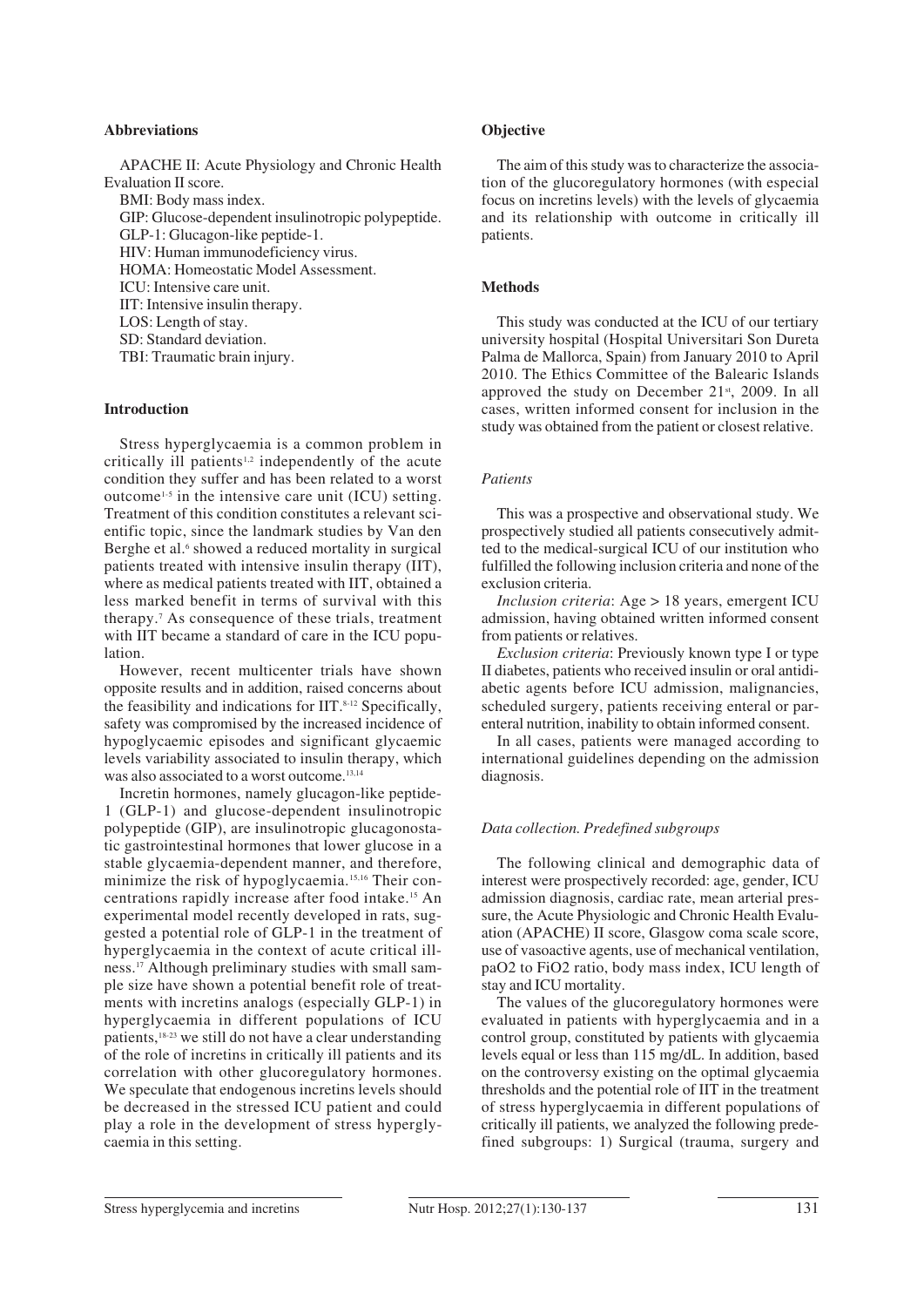### Abbreviations

APACHE II: Acute Physiology and Chronic Health Evaluation II score.
BMI: Body mass index.
GIP: Glucose-dependent insulinotropic polypeptide.
GLP-1: Glucagon-like peptide-1.
HIV: Human immunodeficiency virus.
HOMA: Homeostatic Model Assessment.
ICU: Intensive care unit.
IIT: Intensive insulin therapy.
LOS: Length of stay.
SD: Standard deviation.
TBI: Traumatic brain injury.

### Introduction

Stress hyperglycaemia is a common problem in critically ill patients[1,2] independently of the acute condition they suffer and has been related to a worst outcome[1-5] in the intensive care unit (ICU) setting. Treatment of this condition constitutes a relevant scientific topic, since the landmark studies by Van den Berghe et al.[6] showed a reduced mortality in surgical patients treated with intensive insulin therapy (IIT), where as medical patients treated with IIT, obtained a less marked benefit in terms of survival with this therapy.[7] As consequence of these trials, treatment with IIT became a standard of care in the ICU population.

However, recent multicenter trials have shown opposite results and in addition, raised concerns about the feasibility and indications for IIT.[8-12] Specifically, safety was compromised by the increased incidence of hypoglycaemic episodes and significant glycaemic levels variability associated to insulin therapy, which was also associated to a worst outcome.[13,14]

Incretin hormones, namely glucagon-like peptide-1 (GLP-1) and glucose-dependent insulinotropic polypeptide (GIP), are insulinotropic glucagonostatic gastrointestinal hormones that lower glucose in a stable glycaemia-dependent manner, and therefore, minimize the risk of hypoglycaemia.[15,16] Their concentrations rapidly increase after food intake.[15] An experimental model recently developed in rats, suggested a potential role of GLP-1 in the treatment of hyperglycaemia in the context of acute critical illness.[17] Although preliminary studies with small sample size have shown a potential benefit role of treatments with incretins analogs (especially GLP-1) in hyperglycaemia in different populations of ICU patients,[18-23] we still do not have a clear understanding of the role of incretins in critically ill patients and its correlation with other glucoregulatory hormones. We speculate that endogenous incretins levels should be decreased in the stressed ICU patient and could play a role in the development of stress hyperglycaemia in this setting.

### Objective

The aim of this study was to characterize the association of the glucoregulatory hormones (with especial focus on incretins levels) with the levels of glycaemia and its relationship with outcome in critically ill patients.

### Methods

This study was conducted at the ICU of our tertiary university hospital (Hospital Universitari Son Dureta Palma de Mallorca, Spain) from January 2010 to April 2010. The Ethics Committee of the Balearic Islands approved the study on December 21st, 2009. In all cases, written informed consent for inclusion in the study was obtained from the patient or closest relative.

#### *Patients*

This was a prospective and observational study. We prospectively studied all patients consecutively admitted to the medical-surgical ICU of our institution who fulfilled the following inclusion criteria and none of the exclusion criteria.

*Inclusion criteria*: Age > 18 years, emergent ICU admission, having obtained written informed consent from patients or relatives.

*Exclusion criteria*: Previously known type I or type II diabetes, patients who received insulin or oral antidiabetic agents before ICU admission, malignancies, scheduled surgery, patients receiving enteral or parenteral nutrition, inability to obtain informed consent.

In all cases, patients were managed according to international guidelines depending on the admission diagnosis.

#### *Data collection. Predefined subgroups*

The following clinical and demographic data of interest were prospectively recorded: age, gender, ICU admission diagnosis, cardiac rate, mean arterial pressure, the Acute Physiologic and Chronic Health Evaluation (APACHE) II score, Glasgow coma scale score, use of vasoactive agents, use of mechanical ventilation, paO2 to FiO2 ratio, body mass index, ICU length of stay and ICU mortality.

The values of the glucoregulatory hormones were evaluated in patients with hyperglycaemia and in a control group, constituted by patients with glycaemia levels equal or less than 115 mg/dL. In addition, based on the controversy existing on the optimal glycaemia thresholds and the potential role of IIT in the treatment of stress hyperglycaemia in different populations of critically ill patients, we analyzed the following predefined subgroups: 1) Surgical (trauma, surgery and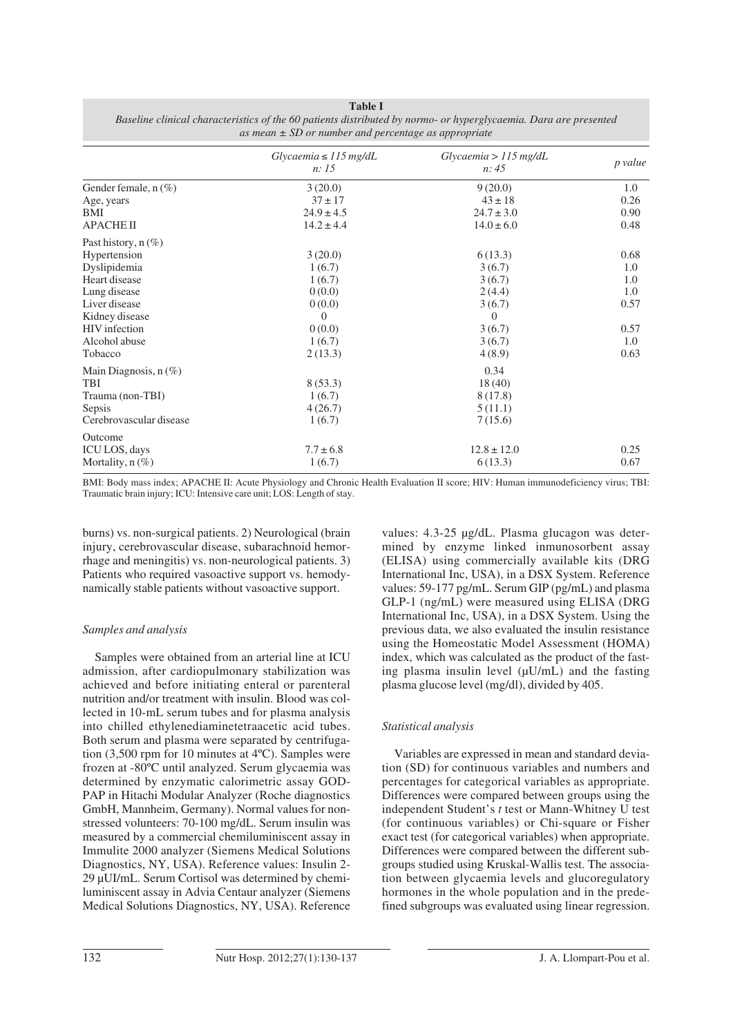**Table I**

*Baseline clinical characteristics of the 60 patients distributed by normo- or hyperglycaemia. Dara are presented as mean ± SD or number and percentage as appropriate*

| | *Glycaemia ≤ 115 mg/dL* *n: 15* | *Glycaemia > 115 mg/dL* *n: 45* | *p value* |
|---|---|---|---|
| Gender female, n (%) | 3 (20.0) | 9 (20.0) | 1.0 |
| Age, years | 37 ± 17 | 43 ± 18 | 0.26 |
| BMI | 24.9 ± 4.5 | 24.7 ± 3.0 | 0.90 |
| APACHE II | 14.2 ± 4.4 | 14.0 ± 6.0 | 0.48 |
| Past history, n (%) | | | |
| Hypertension | 3 (20.0) | 6 (13.3) | 0.68 |
| Dyslipidemia | 1 (6.7) | 3 (6.7) | 1.0 |
| Heart disease | 1 (6.7) | 3 (6.7) | 1.0 |
| Lung disease | 0 (0.0) | 2 (4.4) | 1.0 |
| Liver disease | 0 (0.0) | 3 (6.7) | 0.57 |
| Kidney disease | 0 | 0 | |
| HIV infection | 0 (0.0) | 3 (6.7) | 0.57 |
| Alcohol abuse | 1 (6.7) | 3 (6.7) | 1.0 |
| Tobacco | 2 (13.3) | 4 (8.9) | 0.63 |
| Main Diagnosis, n (%) | | 0.34 | |
| TBI | 8 (53.3) | 18 (40) | |
| Trauma (non-TBI) | 1 (6.7) | 8 (17.8) | |
| Sepsis | 4 (26.7) | 5 (11.1) | |
| Cerebrovascular disease | 1 (6.7) | 7 (15.6) | |
| Outcome | | | |
| ICU LOS, days | 7.7 ± 6.8 | 12.8 ± 12.0 | 0.25 |
| Mortality, n (%) | 1 (6.7) | 6 (13.3) | 0.67 |

BMI: Body mass index; APACHE II: Acute Physiology and Chronic Health Evaluation II score; HIV: Human immunodeficiency virus; TBI: Traumatic brain injury; ICU: Intensive care unit; LOS: Length of stay.

burns) vs. non-surgical patients. 2) Neurological (brain injury, cerebrovascular disease, subarachnoid hemorrhage and meningitis) vs. non-neurological patients. 3) Patients who required vasoactive support vs. hemodynamically stable patients without vasoactive support.

### *Samples and analysis*

Samples were obtained from an arterial line at ICU admission, after cardiopulmonary stabilization was achieved and before initiating enteral or parenteral nutrition and/or treatment with insulin. Blood was collected in 10-mL serum tubes and for plasma analysis into chilled ethylenediaminetetraacetic acid tubes. Both serum and plasma were separated by centrifugation (3,500 rpm for 10 minutes at 4ºC). Samples were frozen at -80ºC until analyzed. Serum glycaemia was determined by enzymatic calorimetric assay GOD-PAP in Hitachi Modular Analyzer (Roche diagnostics GmbH, Mannheim, Germany). Normal values for non-stressed volunteers: 70-100 mg/dL. Serum insulin was measured by a commercial chemiluminiscent assay in Immulite 2000 analyzer (Siemens Medical Solutions Diagnostics, NY, USA). Reference values: Insulin 2-29 µUI/mL. Serum Cortisol was determined by chemiluminiscent assay in Advia Centaur analyzer (Siemens Medical Solutions Diagnostics, NY, USA). Reference values: 4.3-25 µg/dL. Plasma glucagon was determined by enzyme linked inmunosorbent assay (ELISA) using commercially available kits (DRG International Inc, USA), in a DSX System. Reference values: 59-177 pg/mL. Serum GIP (pg/mL) and plasma GLP-1 (ng/mL) were measured using ELISA (DRG International Inc, USA), in a DSX System. Using the previous data, we also evaluated the insulin resistance using the Homeostatic Model Assessment (HOMA) index, which was calculated as the product of the fasting plasma insulin level (µU/mL) and the fasting plasma glucose level (mg/dl), divided by 405.

### *Statistical analysis*

Variables are expressed in mean and standard deviation (SD) for continuous variables and numbers and percentages for categorical variables as appropriate. Differences were compared between groups using the independent Student's *t* test or Mann-Whitney U test (for continuous variables) or Chi-square or Fisher exact test (for categorical variables) when appropriate. Differences were compared between the different subgroups studied using Kruskal-Wallis test. The association between glycaemia levels and glucoregulatory hormones in the whole population and in the predefined subgroups was evaluated using linear regression.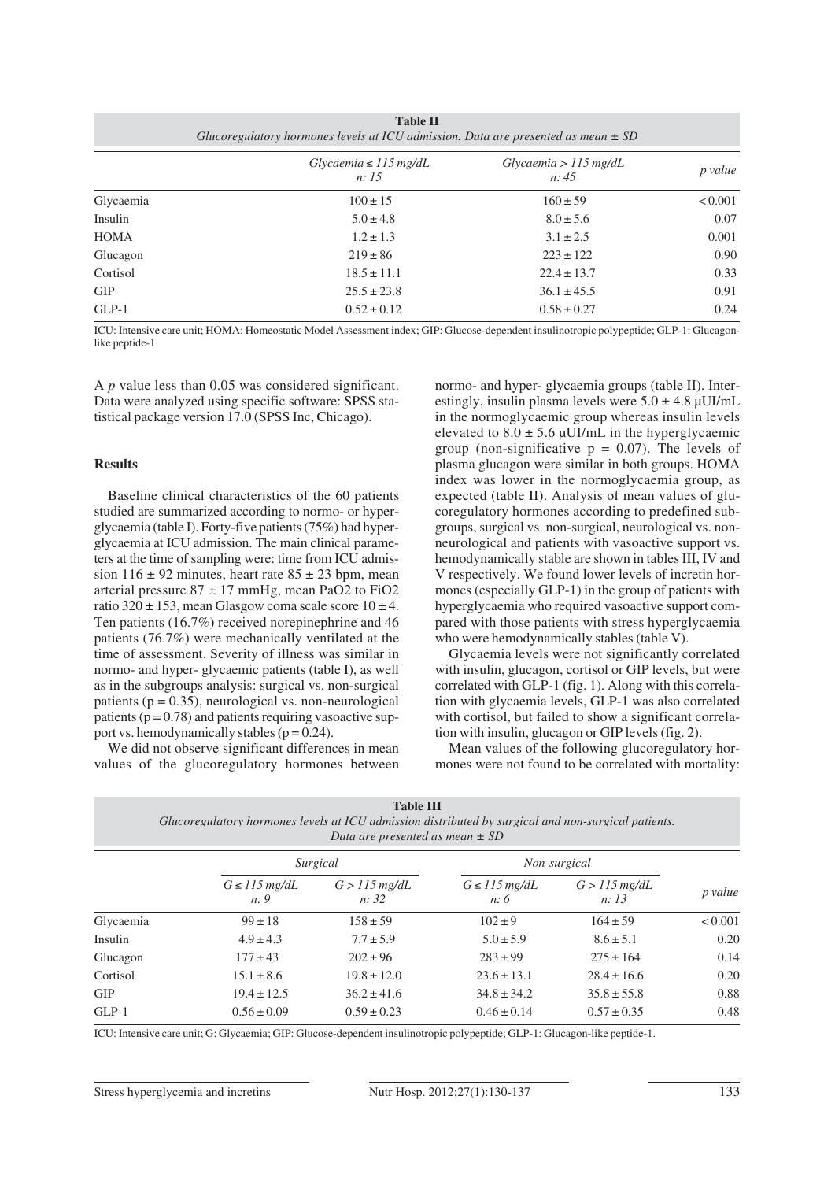**Table II**
*Glucoregulatory hormones levels at ICU admission. Data are presented as mean ± SD*

| | *Glycaemia ≤ 115 mg/dL* *n: 15* | *Glycaemia > 115 mg/dL* *n: 45* | *p value* |
|---|---|---|---|
| Glycaemia | 100 ± 15 | 160 ± 59 | < 0.001 |
| Insulin | 5.0 ± 4.8 | 8.0 ± 5.6 | 0.07 |
| HOMA | 1.2 ± 1.3 | 3.1 ± 2.5 | 0.001 |
| Glucagon | 219 ± 86 | 223 ± 122 | 0.90 |
| Cortisol | 18.5 ± 11.1 | 22.4 ± 13.7 | 0.33 |
| GIP | 25.5 ± 23.8 | 36.1 ± 45.5 | 0.91 |
| GLP-1 | 0.52 ± 0.12 | 0.58 ± 0.27 | 0.24 |

ICU: Intensive care unit; HOMA: Homeostatic Model Assessment index; GIP: Glucose-dependent insulinotropic polypeptide; GLP-1: Glucagon-like peptide-1.

A *p* value less than 0.05 was considered significant. Data were analyzed using specific software: SPSS statistical package version 17.0 (SPSS Inc, Chicago).

## Results

Baseline clinical characteristics of the 60 patients studied are summarized according to normo- or hyperglycaemia (table I). Forty-five patients (75%) had hyperglycaemia at ICU admission. The main clinical parameters at the time of sampling were: time from ICU admission 116 ± 92 minutes, heart rate 85 ± 23 bpm, mean arterial pressure 87 ± 17 mmHg, mean PaO2 to FiO2 ratio 320 ± 153, mean Glasgow coma scale score 10 ± 4. Ten patients (16.7%) received norepinephrine and 46 patients (76.7%) were mechanically ventilated at the time of assessment. Severity of illness was similar in normo- and hyper- glycaemic patients (table I), as well as in the subgroups analysis: surgical vs. non-surgical patients ($p = 0.35$), neurological vs. non-neurological patients ($p = 0.78$) and patients requiring vasoactive support vs. hemodynamically stables ($p = 0.24$).

We did not observe significant differences in mean values of the glucoregulatory hormones between normo- and hyper- glycaemia groups (table II). Interestingly, insulin plasma levels were 5.0 ± 4.8 μUI/mL in the normoglycaemic group whereas insulin levels elevated to 8.0 ± 5.6 μUI/mL in the hyperglycaemic group (non-significative $p = 0.07$). The levels of plasma glucagon were similar in both groups. HOMA index was lower in the normoglycaemia group, as expected (table II). Analysis of mean values of glucoregulatory hormones according to predefined subgroups, surgical vs. non-surgical, neurological vs. non-neurological and patients with vasoactive support vs. hemodynamically stable are shown in tables III, IV and V respectively. We found lower levels of incretin hormones (especially GLP-1) in the group of patients with hyperglycaemia who required vasoactive support compared with those patients with stress hyperglycaemia who were hemodynamically stables (table V).

Glycaemia levels were not significantly correlated with insulin, glucagon, cortisol or GIP levels, but were correlated with GLP-1 (fig. 1). Along with this correlation with glycaemia levels, GLP-1 was also correlated with cortisol, but failed to show a significant correlation with insulin, glucagon or GIP levels (fig. 2).

Mean values of the following glucoregulatory hormones were not found to be correlated with mortality:

**Table III**
*Glucoregulatory hormones levels at ICU admission distributed by surgical and non-surgical patients. Data are presented as mean ± SD*

| | *Surgical* | | *Non-surgical* | | |
|---|---|---|---|---|---|
| | *G ≤ 115 mg/dL* *n: 9* | *G > 115 mg/dL* *n: 32* | *G ≤ 115 mg/dL* *n: 6* | *G > 115 mg/dL* *n: 13* | *p value* |
| Glycaemia | 99 ± 18 | 158 ± 59 | 102 ± 9 | 164 ± 59 | < 0.001 |
| Insulin | 4.9 ± 4.3 | 7.7 ± 5.9 | 5.0 ± 5.9 | 8.6 ± 5.1 | 0.20 |
| Glucagon | 177 ± 43 | 202 ± 96 | 283 ± 99 | 275 ± 164 | 0.14 |
| Cortisol | 15.1 ± 8.6 | 19.8 ± 12.0 | 23.6 ± 13.1 | 28.4 ± 16.6 | 0.20 |
| GIP | 19.4 ± 12.5 | 36.2 ± 41.6 | 34.8 ± 34.2 | 35.8 ± 55.8 | 0.88 |
| GLP-1 | 0.56 ± 0.09 | 0.59 ± 0.23 | 0.46 ± 0.14 | 0.57 ± 0.35 | 0.48 |

ICU: Intensive care unit; G: Glycaemia; GIP: Glucose-dependent insulinotropic polypeptide; GLP-1: Glucagon-like peptide-1.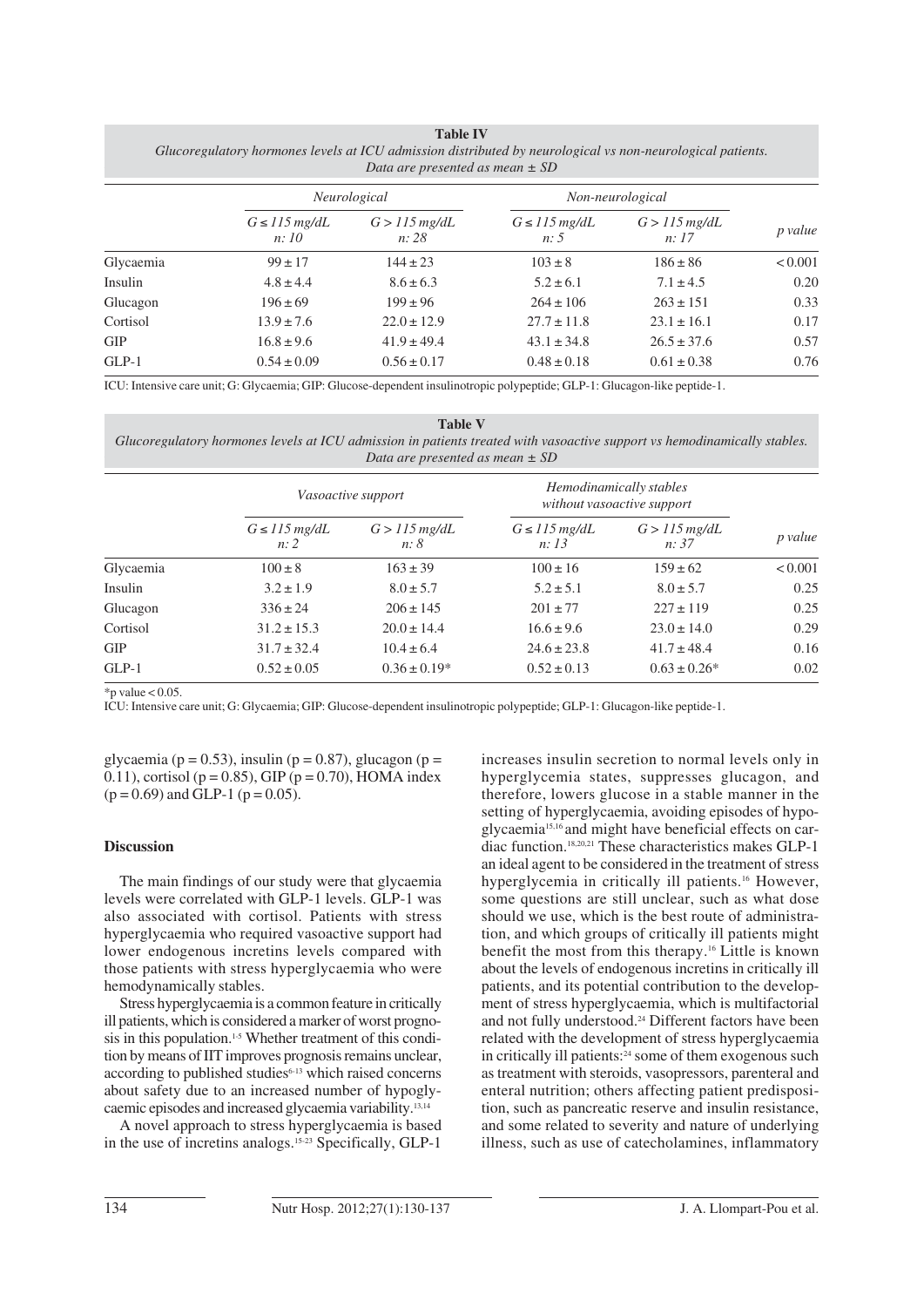**Table IV**

*Glucoregulatory hormones levels at ICU admission distributed by neurological vs non-neurological patients. Data are presented as mean ± SD*

| | *Neurological* | | *Non-neurological* | | |
|---|---|---|---|---|---|
| | *G ≤ 115 mg/dL n: 10* | *G > 115 mg/dL n: 28* | *G ≤ 115 mg/dL n: 5* | *G > 115 mg/dL n: 17* | *p value* |
| Glycaemia | 99 ± 17 | 144 ± 23 | 103 ± 8 | 186 ± 86 | < 0.001 |
| Insulin | 4.8 ± 4.4 | 8.6 ± 6.3 | 5.2 ± 6.1 | 7.1 ± 4.5 | 0.20 |
| Glucagon | 196 ± 69 | 199 ± 96 | 264 ± 106 | 263 ± 151 | 0.33 |
| Cortisol | 13.9 ± 7.6 | 22.0 ± 12.9 | 27.7 ± 11.8 | 23.1 ± 16.1 | 0.17 |
| GIP | 16.8 ± 9.6 | 41.9 ± 49.4 | 43.1 ± 34.8 | 26.5 ± 37.6 | 0.57 |
| GLP-1 | 0.54 ± 0.09 | 0.56 ± 0.17 | 0.48 ± 0.18 | 0.61 ± 0.38 | 0.76 |

ICU: Intensive care unit; G: Glycaemia; GIP: Glucose-dependent insulinotropic polypeptide; GLP-1: Glucagon-like peptide-1.

**Table V**

*Glucoregulatory hormones levels at ICU admission in patients treated with vasoactive support vs hemodinamically stables. Data are presented as mean ± SD*

| | *Vasoactive support* | | *Hemodinamically stables without vasoactive support* | | |
|---|---|---|---|---|---|
| | *G ≤ 115 mg/dL n: 2* | *G > 115 mg/dL n: 8* | *G ≤ 115 mg/dL n: 13* | *G > 115 mg/dL n: 37* | *p value* |
| Glycaemia | 100 ± 8 | 163 ± 39 | 100 ± 16 | 159 ± 62 | < 0.001 |
| Insulin | 3.2 ± 1.9 | 8.0 ± 5.7 | 5.2 ± 5.1 | 8.0 ± 5.7 | 0.25 |
| Glucagon | 336 ± 24 | 206 ± 145 | 201 ± 77 | 227 ± 119 | 0.25 |
| Cortisol | 31.2 ± 15.3 | 20.0 ± 14.4 | 16.6 ± 9.6 | 23.0 ± 14.0 | 0.29 |
| GIP | 31.7 ± 32.4 | 10.4 ± 6.4 | 24.6 ± 23.8 | 41.7 ± 48.4 | 0.16 |
| GLP-1 | 0.52 ± 0.05 | 0.36 ± 0.19* | 0.52 ± 0.13 | 0.63 ± 0.26* | 0.02 |

*p value < 0.05.

ICU: Intensive care unit; G: Glycaemia; GIP: Glucose-dependent insulinotropic polypeptide; GLP-1: Glucagon-like peptide-1.

glycaemia ($p = 0.53$), insulin ($p = 0.87$), glucagon ($p = 0.11$), cortisol ($p = 0.85$), GIP ($p = 0.70$), HOMA index ($p = 0.69$) and GLP-1 ($p = 0.05$).

## Discussion

The main findings of our study were that glycaemia levels were correlated with GLP-1 levels. GLP-1 was also associated with cortisol. Patients with stress hyperglycaemia who required vasoactive support had lower endogenous incretins levels compared with those patients with stress hyperglycaemia who were hemodynamically stables.

Stress hyperglycaemia is a common feature in critically ill patients, which is considered a marker of worst prognosis in this population.[1-5] Whether treatment of this condition by means of IIT improves prognosis remains unclear, according to published studies[6-13] which raised concerns about safety due to an increased number of hypoglycaemic episodes and increased glycaemia variability.[13,14]

A novel approach to stress hyperglycaemia is based in the use of incretins analogs.[15-23] Specifically, GLP-1 increases insulin secretion to normal levels only in hyperglycemia states, suppresses glucagon, and therefore, lowers glucose in a stable manner in the setting of hyperglycaemia, avoiding episodes of hypoglycaemia[15,16] and might have beneficial effects on cardiac function.[18,20,21] These characteristics makes GLP-1 an ideal agent to be considered in the treatment of stress hyperglycemia in critically ill patients.[16] However, some questions are still unclear, such as what dose should we use, which is the best route of administration, and which groups of critically ill patients might benefit the most from this therapy.[16] Little is known about the levels of endogenous incretins in critically ill patients, and its potential contribution to the development of stress hyperglycaemia, which is multifactorial and not fully understood.[24] Different factors have been related with the development of stress hyperglycaemia in critically ill patients:[24] some of them exogenous such as treatment with steroids, vasopressors, parenteral and enteral nutrition; others affecting patient predisposition, such as pancreatic reserve and insulin resistance, and some related to severity and nature of underlying illness, such as use of catecholamines, inflammatory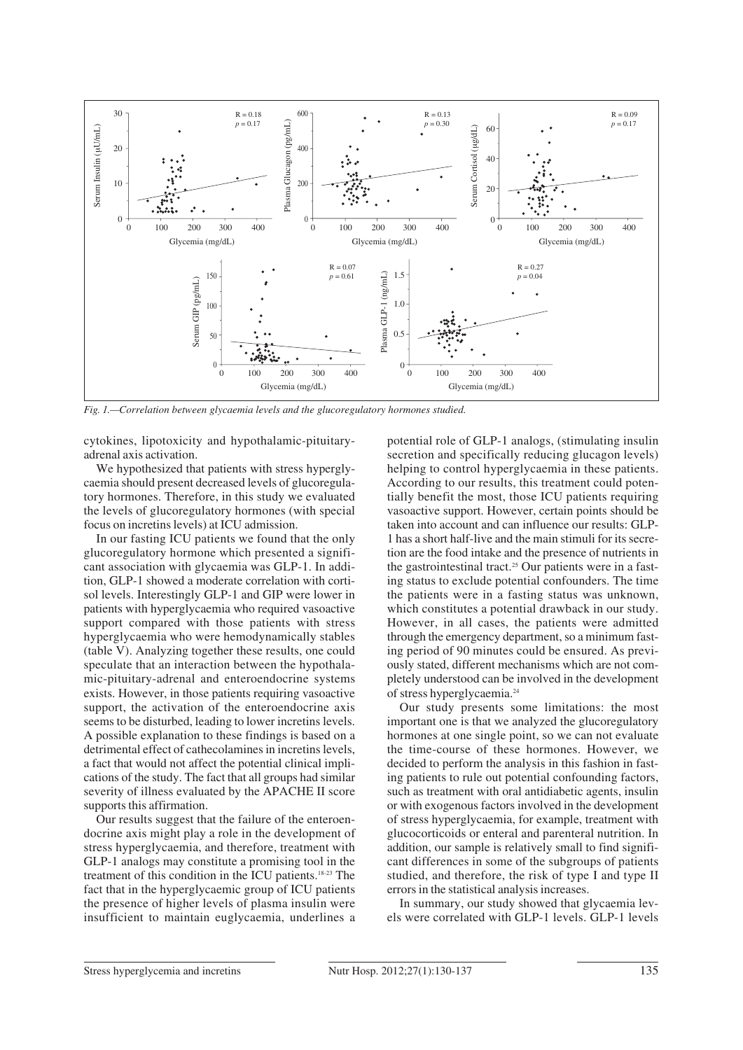*Fig. 1.—Correlation between glycaemia levels and the glucoregulatory hormones studied.*

cytokines, lipotoxicity and hypothalamic-pituitary-adrenal axis activation.

We hypothesized that patients with stress hyperglycaemia should present decreased levels of glucoregulatory hormones. Therefore, in this study we evaluated the levels of glucoregulatory hormones (with special focus on incretins levels) at ICU admission.

In our fasting ICU patients we found that the only glucoregulatory hormone which presented a significant association with glycaemia was GLP-1. In addition, GLP-1 showed a moderate correlation with cortisol levels. Interestingly GLP-1 and GIP were lower in patients with hyperglycaemia who required vasoactive support compared with those patients with stress hyperglycaemia who were hemodynamically stables (table V). Analyzing together these results, one could speculate that an interaction between the hypothalamic-pituitary-adrenal and enteroendocrine systems exists. However, in those patients requiring vasoactive support, the activation of the enteroendocrine axis seems to be disturbed, leading to lower incretins levels. A possible explanation to these findings is based on a detrimental effect of cathecolamines in incretins levels, a fact that would not affect the potential clinical implications of the study. The fact that all groups had similar severity of illness evaluated by the APACHE II score supports this affirmation.

Our results suggest that the failure of the enteroendocrine axis might play a role in the development of stress hyperglycaemia, and therefore, treatment with GLP-1 analogs may constitute a promising tool in the treatment of this condition in the ICU patients.[18-23] The fact that in the hyperglycaemic group of ICU patients the presence of higher levels of plasma insulin were insufficient to maintain euglycaemia, underlines a potential role of GLP-1 analogs, (stimulating insulin secretion and specifically reducing glucagon levels) helping to control hyperglycaemia in these patients. According to our results, this treatment could potentially benefit the most, those ICU patients requiring vasoactive support. However, certain points should be taken into account and can influence our results: GLP-1 has a short half-live and the main stimuli for its secretion are the food intake and the presence of nutrients in the gastrointestinal tract.[25] Our patients were in a fasting status to exclude potential confounders. The time the patients were in a fasting status was unknown, which constitutes a potential drawback in our study. However, in all cases, the patients were admitted through the emergency department, so a minimum fasting period of 90 minutes could be ensured. As previously stated, different mechanisms which are not completely understood can be involved in the development of stress hyperglycaemia.[24]

Our study presents some limitations: the most important one is that we analyzed the glucoregulatory hormones at one single point, so we can not evaluate the time-course of these hormones. However, we decided to perform the analysis in this fashion in fasting patients to rule out potential confounding factors, such as treatment with oral antidiabetic agents, insulin or with exogenous factors involved in the development of stress hyperglycaemia, for example, treatment with glucocorticoids or enteral and parenteral nutrition. In addition, our sample is relatively small to find significant differences in some of the subgroups of patients studied, and therefore, the risk of type I and type II errors in the statistical analysis increases.

In summary, our study showed that glycaemia levels were correlated with GLP-1 levels. GLP-1 levels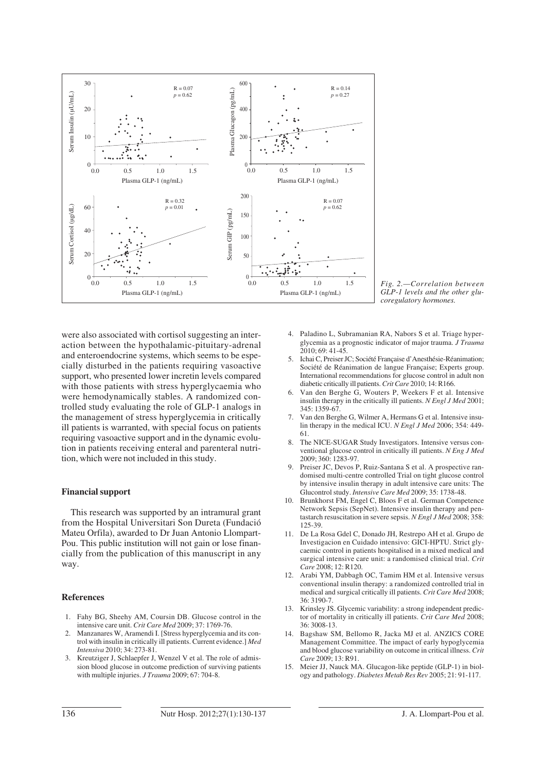Fig. 2.—*Correlation between GLP-1 levels and the other glucoregulatory hormones.*

were also associated with cortisol suggesting an interaction between the hypothalamic-pituitary-adrenal and enteroendocrine systems, which seems to be especially disturbed in the patients requiring vasoactive support, who presented lower incretin levels compared with those patients with stress hyperglycaemia who were hemodynamically stables. A randomized controlled study evaluating the role of GLP-1 analogs in the management of stress hyperglycemia in critically ill patients is warranted, with special focus on patients requiring vasoactive support and in the dynamic evolution in patients receiving enteral and parenteral nutrition, which were not included in this study.

## Financial support

This research was supported by an intramural grant from the Hospital Universitari Son Dureta (Fundació Mateu Orfila), awarded to Dr Juan Antonio Llompart-Pou. This public institution will not gain or lose financially from the publication of this manuscript in any way.

## References

1. Fahy BG, Sheehy AM, Coursin DB. Glucose control in the intensive care unit. *Crit Care Med* 2009; 37: 1769-76.
2. Manzanares W, Aramendi I. [Stress hyperglycemia and its control with insulin in critically ill patients. Current evidence.] *Med Intensiva* 2010; 34: 273-81.
3. Kreutziger J, Schlaepfer J, Wenzel V et al. The role of admission blood glucose in outcome prediction of surviving patients with multiple injuries. *J Trauma* 2009; 67: 704-8.
4. Paladino L, Subramanian RA, Nabors S et al. Triage hyperglycemia as a prognostic indicator of major trauma. *J Trauma* 2010; 69: 41-45.
5. Ichai C, Preiser JC; Société Française d'Anesthésie-Réanimation; Société de Réanimation de langue Française; Experts group. International recommendations for glucose control in adult non diabetic critically ill patients. *Crit Care* 2010; 14: R166.
6. Van den Berghe G, Wouters P, Weekers F et al. Intensive insulin therapy in the critically ill patients. *N Engl J Med* 2001; 345: 1359-67.
7. Van den Berghe G, Wilmer A, Hermans G et al. Intensive insulin therapy in the medical ICU. *N Engl J Med* 2006; 354: 449-61.
8. The NICE-SUGAR Study Investigators. Intensive versus conventional glucose control in critically ill patients. *N Eng J Med* 2009; 360: 1283-97.
9. Preiser JC, Devos P, Ruiz-Santana S et al. A prospective randomised multi-centre controlled Trial on tight glucose control by intensive insulin therapy in adult intensive care units: The Glucontrol study. *Intensive Care Med* 2009; 35: 1738-48.
10. Brunkhorst FM, Engel C, Bloos F et al. German Competence Network Sepsis (SepNet). Intensive insulin therapy and pentastarch resuscitation in severe sepsis. *N Engl J Med* 2008; 358: 125-39.
11. De La Rosa Gdel C, Donado JH, Restrepo AH et al. Grupo de Investigacion en Cuidado intensivo: GICI-HPTU. Strict glycaemic control in patients hospitalised in a mixed medical and surgical intensive care unit: a randomised clinical trial. *Crit Care* 2008; 12: R120.
12. Arabi YM, Dabbagh OC, Tamim HM et al. Intensive versus conventional insulin therapy: a randomized controlled trial in medical and surgical critically ill patients. *Crit Care Med* 2008; 36: 3190-7.
13. Krinsley JS. Glycemic variability: a strong independent predictor of mortality in critically ill patients. *Crit Care Med* 2008; 36: 3008-13.
14. Bagshaw SM, Bellomo R, Jacka MJ et al. ANZICS CORE Management Committee. The impact of early hypoglycemia and blood glucose variability on outcome in critical illness. *Crit Care* 2009; 13: R91.
15. Meier JJ, Nauck MA. Glucagon-like peptide (GLP-1) in biology and pathology. *Diabetes Metab Res Rev* 2005; 21: 91-117.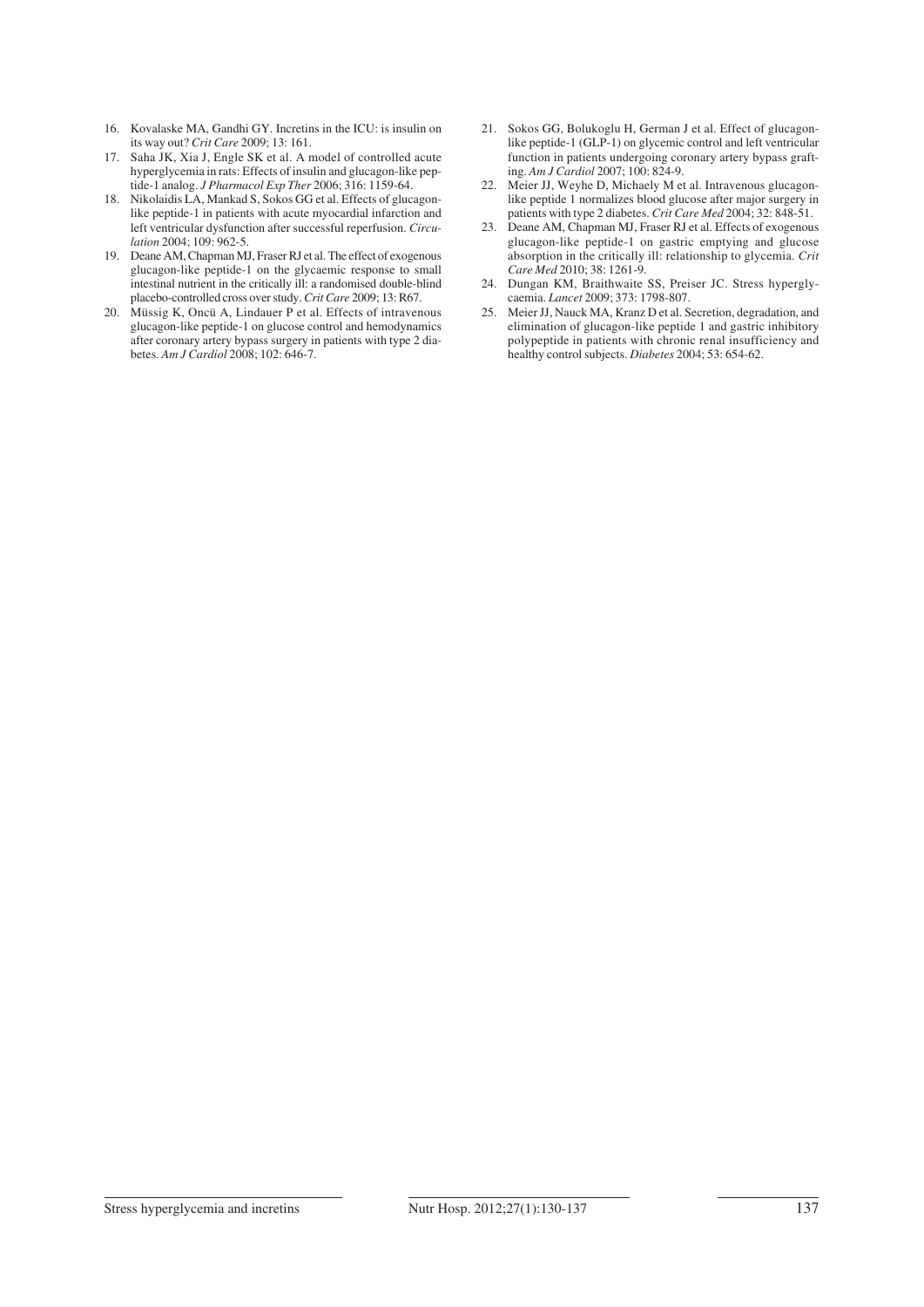16. Kovalaske MA, Gandhi GY. Incretins in the ICU: is insulin on its way out? *Crit Care* 2009; 13: 161.
17. Saha JK, Xia J, Engle SK et al. A model of controlled acute hyperglycemia in rats: Effects of insulin and glucagon-like peptide-1 analog. *J Pharmacol Exp Ther* 2006; 316: 1159-64.
18. Nikolaidis LA, Mankad S, Sokos GG et al. Effects of glucagon-like peptide-1 in patients with acute myocardial infarction and left ventricular dysfunction after successful reperfusion. *Circulation* 2004; 109: 962-5.
19. Deane AM, Chapman MJ, Fraser RJ et al. The effect of exogenous glucagon-like peptide-1 on the glycaemic response to small intestinal nutrient in the critically ill: a randomised double-blind placebo-controlled cross over study. *Crit Care* 2009; 13: R67.
20. Müssig K, Oncü A, Lindauer P et al. Effects of intravenous glucagon-like peptide-1 on glucose control and hemodynamics after coronary artery bypass surgery in patients with type 2 diabetes. *Am J Cardiol* 2008; 102: 646-7.
21. Sokos GG, Bolukoglu H, German J et al. Effect of glucagon-like peptide-1 (GLP-1) on glycemic control and left ventricular function in patients undergoing coronary artery bypass grafting. *Am J Cardiol* 2007; 100: 824-9.
22. Meier JJ, Weyhe D, Michaely M et al. Intravenous glucagon-like peptide 1 normalizes blood glucose after major surgery in patients with type 2 diabetes. *Crit Care Med* 2004; 32: 848-51.
23. Deane AM, Chapman MJ, Fraser RJ et al. Effects of exogenous glucagon-like peptide-1 on gastric emptying and glucose absorption in the critically ill: relationship to glycemia. *Crit Care Med* 2010; 38: 1261-9.
24. Dungan KM, Braithwaite SS, Preiser JC. Stress hyperglycaemia. *Lancet* 2009; 373: 1798-807.
25. Meier JJ, Nauck MA, Kranz D et al. Secretion, degradation, and elimination of glucagon-like peptide 1 and gastric inhibitory polypeptide in patients with chronic renal insufficiency and healthy control subjects. *Diabetes* 2004; 53: 654-62.